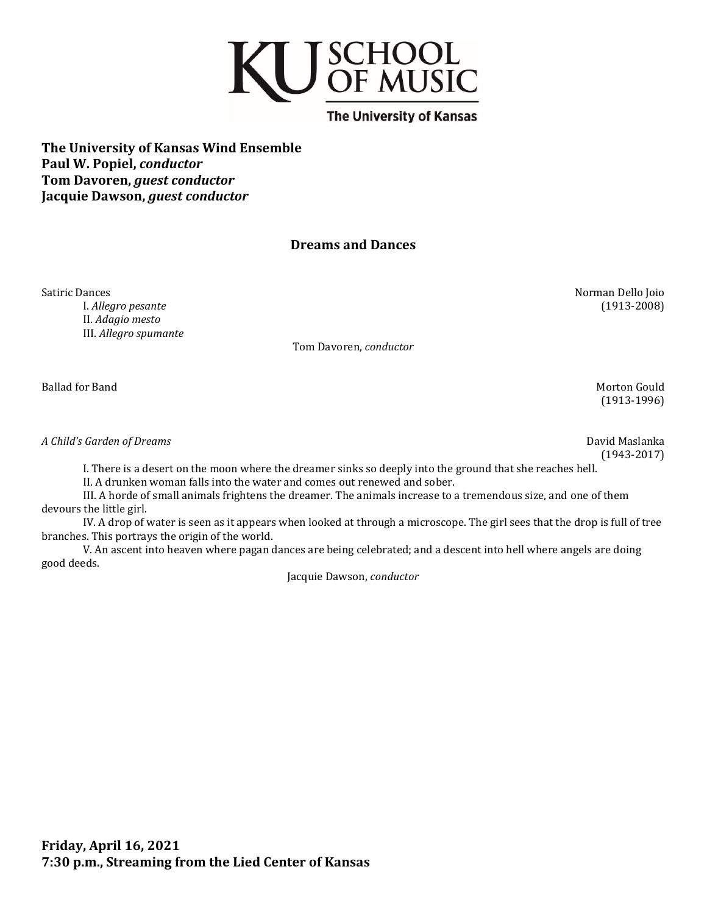KU SCHOOL OF MUSIC
The University of Kansas

**The University of Kansas Wind Ensemble**
**Paul W. Popiel, *conductor***
**Tom Davoren, *guest conductor***
**Jacquie Dawson, *guest conductor***

## Dreams and Dances

Satiric Dances — Norman Dello Joio (1913-2008)

I. *Allegro pesante*
II. *Adagio mesto*
III. *Allegro spumante*

Tom Davoren, *conductor*

Ballad for Band — Morton Gould (1913-1996)

*A Child's Garden of Dreams* — David Maslanka (1943-2017)

I. There is a desert on the moon where the dreamer sinks so deeply into the ground that she reaches hell.
II. A drunken woman falls into the water and comes out renewed and sober.
III. A horde of small animals frightens the dreamer. The animals increase to a tremendous size, and one of them devours the little girl.
IV. A drop of water is seen as it appears when looked at through a microscope. The girl sees that the drop is full of tree branches. This portrays the origin of the world.
V. An ascent into heaven where pagan dances are being celebrated; and a descent into hell where angels are doing good deeds.

Jacquie Dawson, *conductor*

**Friday, April 16, 2021**
**7:30 p.m., Streaming from the Lied Center of Kansas**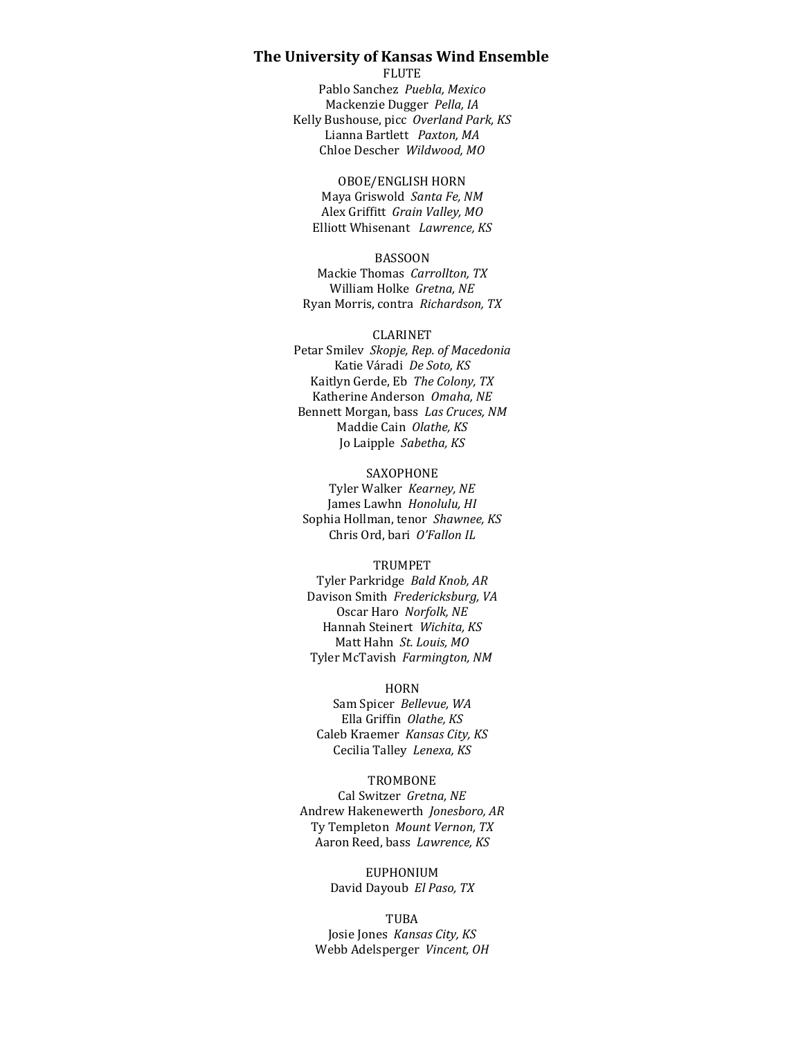## The University of Kansas Wind Ensemble

FLUTE
Pablo Sanchez *Puebla, Mexico*
Mackenzie Dugger *Pella, IA*
Kelly Bushouse, picc *Overland Park, KS*
Lianna Bartlett *Paxton, MA*
Chloe Descher *Wildwood, MO*

OBOE/ENGLISH HORN
Maya Griswold *Santa Fe, NM*
Alex Griffitt *Grain Valley, MO*
Elliott Whisenant *Lawrence, KS*

BASSOON
Mackie Thomas *Carrollton, TX*
William Holke *Gretna, NE*
Ryan Morris, contra *Richardson, TX*

CLARINET
Petar Smilev *Skopje, Rep. of Macedonia*
Katie Váradi *De Soto, KS*
Kaitlyn Gerde, Eb *The Colony, TX*
Katherine Anderson *Omaha, NE*
Bennett Morgan, bass *Las Cruces, NM*
Maddie Cain *Olathe, KS*
Jo Laipple *Sabetha, KS*

SAXOPHONE
Tyler Walker *Kearney, NE*
James Lawhn *Honolulu, HI*
Sophia Hollman, tenor *Shawnee, KS*
Chris Ord, bari *O'Fallon IL*

TRUMPET
Tyler Parkridge *Bald Knob, AR*
Davison Smith *Fredericksburg, VA*
Oscar Haro *Norfolk, NE*
Hannah Steinert *Wichita, KS*
Matt Hahn *St. Louis, MO*
Tyler McTavish *Farmington, NM*

HORN
Sam Spicer *Bellevue, WA*
Ella Griffin *Olathe, KS*
Caleb Kraemer *Kansas City, KS*
Cecilia Talley *Lenexa, KS*

TROMBONE
Cal Switzer *Gretna, NE*
Andrew Hakenewerth *Jonesboro, AR*
Ty Templeton *Mount Vernon, TX*
Aaron Reed, bass *Lawrence, KS*

EUPHONIUM
David Dayoub *El Paso, TX*

TUBA
Josie Jones *Kansas City, KS*
Webb Adelsperger *Vincent, OH*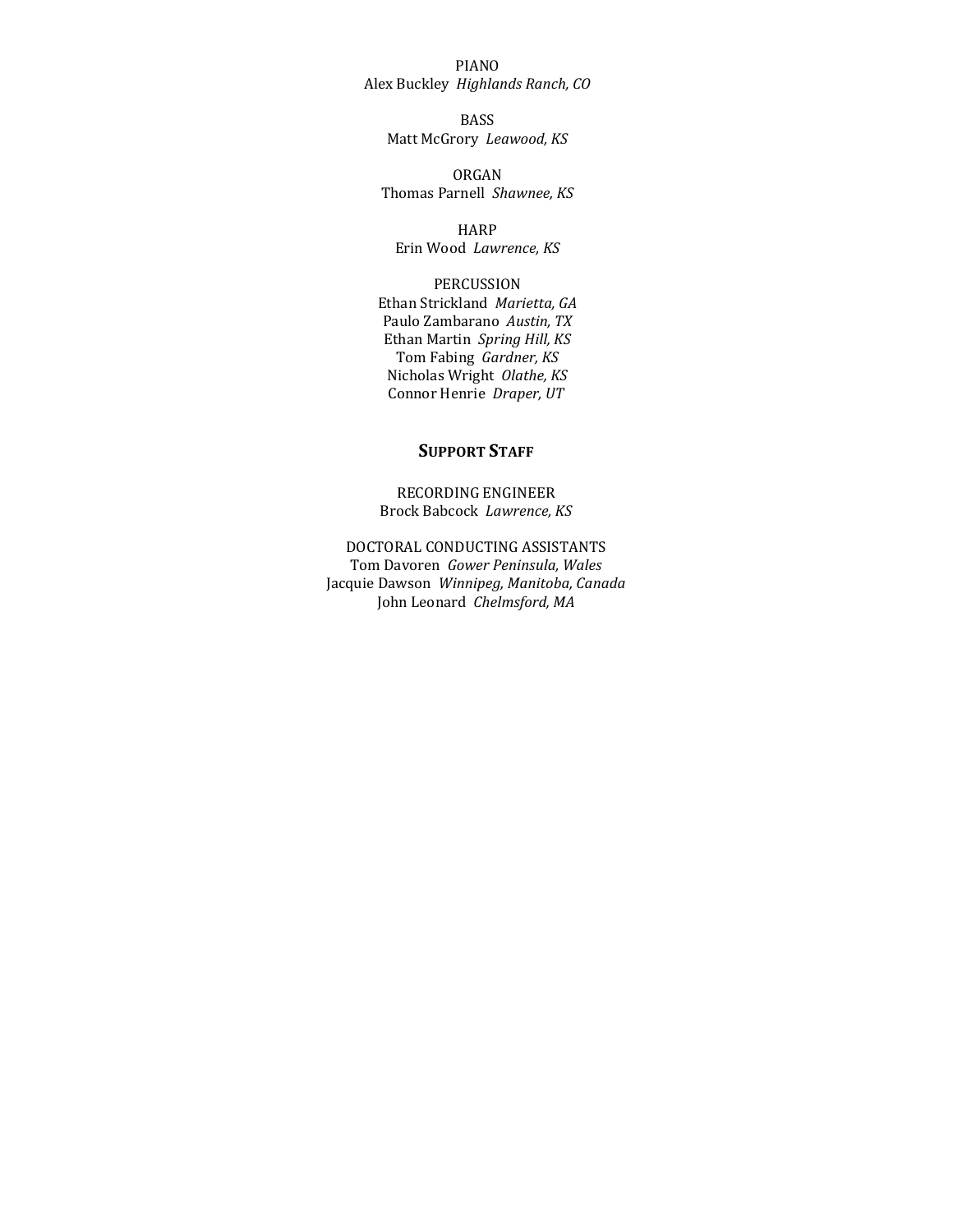PIANO
Alex Buckley *Highlands Ranch, CO*

BASS
Matt McGrory *Leawood, KS*

ORGAN
Thomas Parnell *Shawnee, KS*

HARP
Erin Wood *Lawrence, KS*

PERCUSSION
Ethan Strickland *Marietta, GA*
Paulo Zambarano *Austin, TX*
Ethan Martin *Spring Hill, KS*
Tom Fabing *Gardner, KS*
Nicholas Wright *Olathe, KS*
Connor Henrie *Draper, UT*

## SUPPORT STAFF

RECORDING ENGINEER
Brock Babcock *Lawrence, KS*

DOCTORAL CONDUCTING ASSISTANTS
Tom Davoren *Gower Peninsula, Wales*
Jacquie Dawson *Winnipeg, Manitoba, Canada*
John Leonard *Chelmsford, MA*